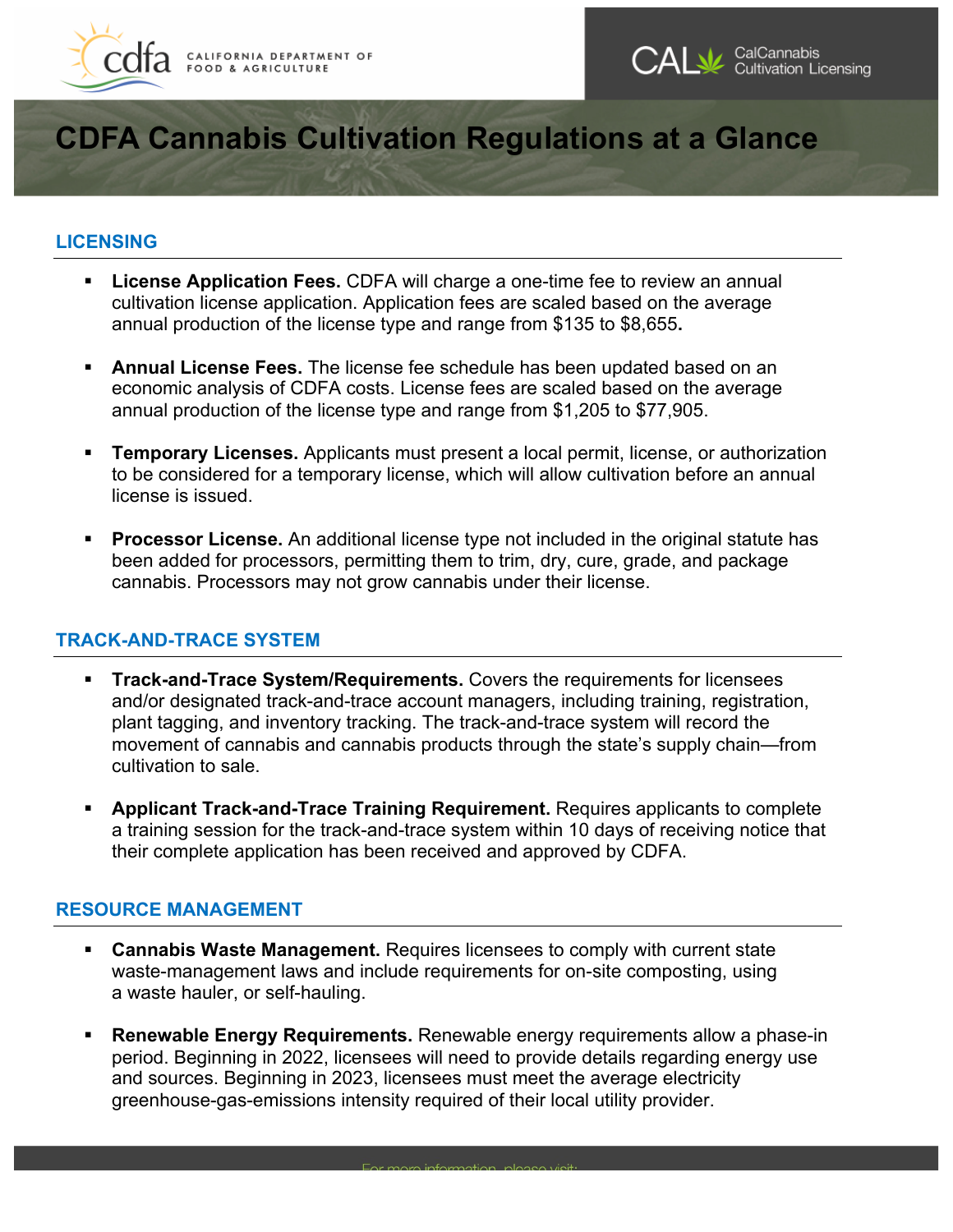# CDFA Cannabis Cultivation Regulations at a Glance

## LICENSING

- **License Application Fees.** CDFA will charge a one-time fee to review an annual cultivation license application. Application fees are scaled based on the average annual production of the license type and range from $135 to $8,655**.**

- **Annual License Fees.** The license fee schedule has been updated based on an economic analysis of CDFA costs. License fees are scaled based on the average annual production of the license type and range from $1,205 to $77,905.

- **Temporary Licenses.** Applicants must present a local permit, license, or authorization to be considered for a temporary license, which will allow cultivation before an annual license is issued.

- **Processor License.** An additional license type not included in the original statute has been added for processors, permitting them to trim, dry, cure, grade, and package cannabis. Processors may not grow cannabis under their license.

## TRACK-AND-TRACE SYSTEM

- **Track-and-Trace System/Requirements.** Covers the requirements for licensees and/or designated track-and-trace account managers, including training, registration, plant tagging, and inventory tracking. The track-and-trace system will record the movement of cannabis and cannabis products through the state's supply chain—from cultivation to sale.

- **Applicant Track-and-Trace Training Requirement.** Requires applicants to complete a training session for the track-and-trace system within 10 days of receiving notice that their complete application has been received and approved by CDFA.

## RESOURCE MANAGEMENT

- **Cannabis Waste Management.** Requires licensees to comply with current state waste-management laws and include requirements for on-site composting, using a waste hauler, or self-hauling.

- **Renewable Energy Requirements.** Renewable energy requirements allow a phase-in period. Beginning in 2022, licensees will need to provide details regarding energy use and sources. Beginning in 2023, licensees must meet the average electricity greenhouse-gas-emissions intensity required of their local utility provider.

For more information, please visit: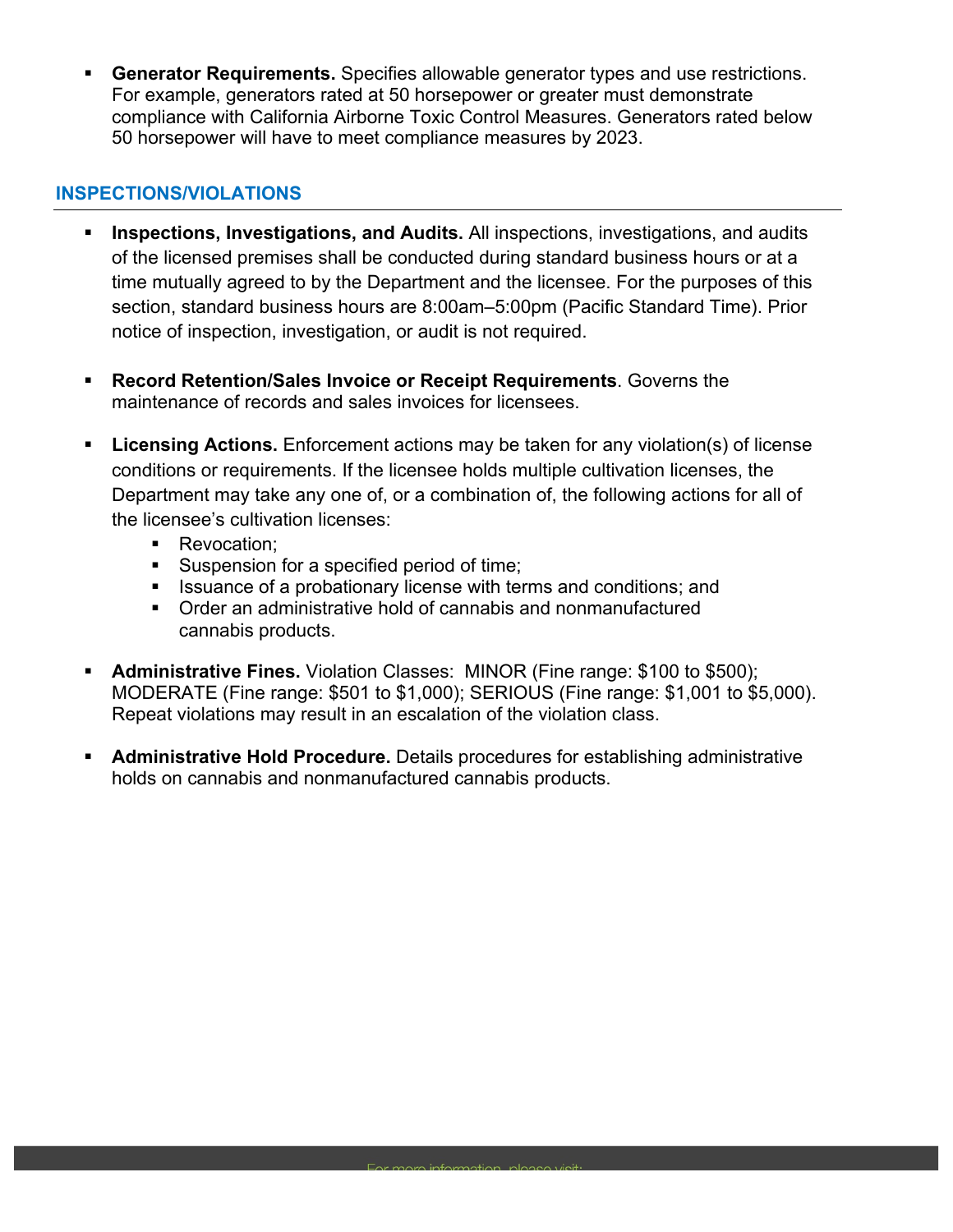- **Generator Requirements.** Specifies allowable generator types and use restrictions. For example, generators rated at 50 horsepower or greater must demonstrate compliance with California Airborne Toxic Control Measures. Generators rated below 50 horsepower will have to meet compliance measures by 2023.

## INSPECTIONS/VIOLATIONS

- **Inspections, Investigations, and Audits.** All inspections, investigations, and audits of the licensed premises shall be conducted during standard business hours or at a time mutually agreed to by the Department and the licensee. For the purposes of this section, standard business hours are 8:00am–5:00pm (Pacific Standard Time). Prior notice of inspection, investigation, or audit is not required.

- **Record Retention/Sales Invoice or Receipt Requirements**. Governs the maintenance of records and sales invoices for licensees.

- **Licensing Actions.** Enforcement actions may be taken for any violation(s) of license conditions or requirements. If the licensee holds multiple cultivation licenses, the Department may take any one of, or a combination of, the following actions for all of the licensee's cultivation licenses:
  - Revocation;
  - Suspension for a specified period of time;
  - Issuance of a probationary license with terms and conditions; and
  - Order an administrative hold of cannabis and nonmanufactured cannabis products.

- **Administrative Fines.** Violation Classes: MINOR (Fine range: $100 to $500); MODERATE (Fine range: $501 to $1,000); SERIOUS (Fine range: $1,001 to $5,000). Repeat violations may result in an escalation of the violation class.

- **Administrative Hold Procedure.** Details procedures for establishing administrative holds on cannabis and nonmanufactured cannabis products.

For more information, please visit: